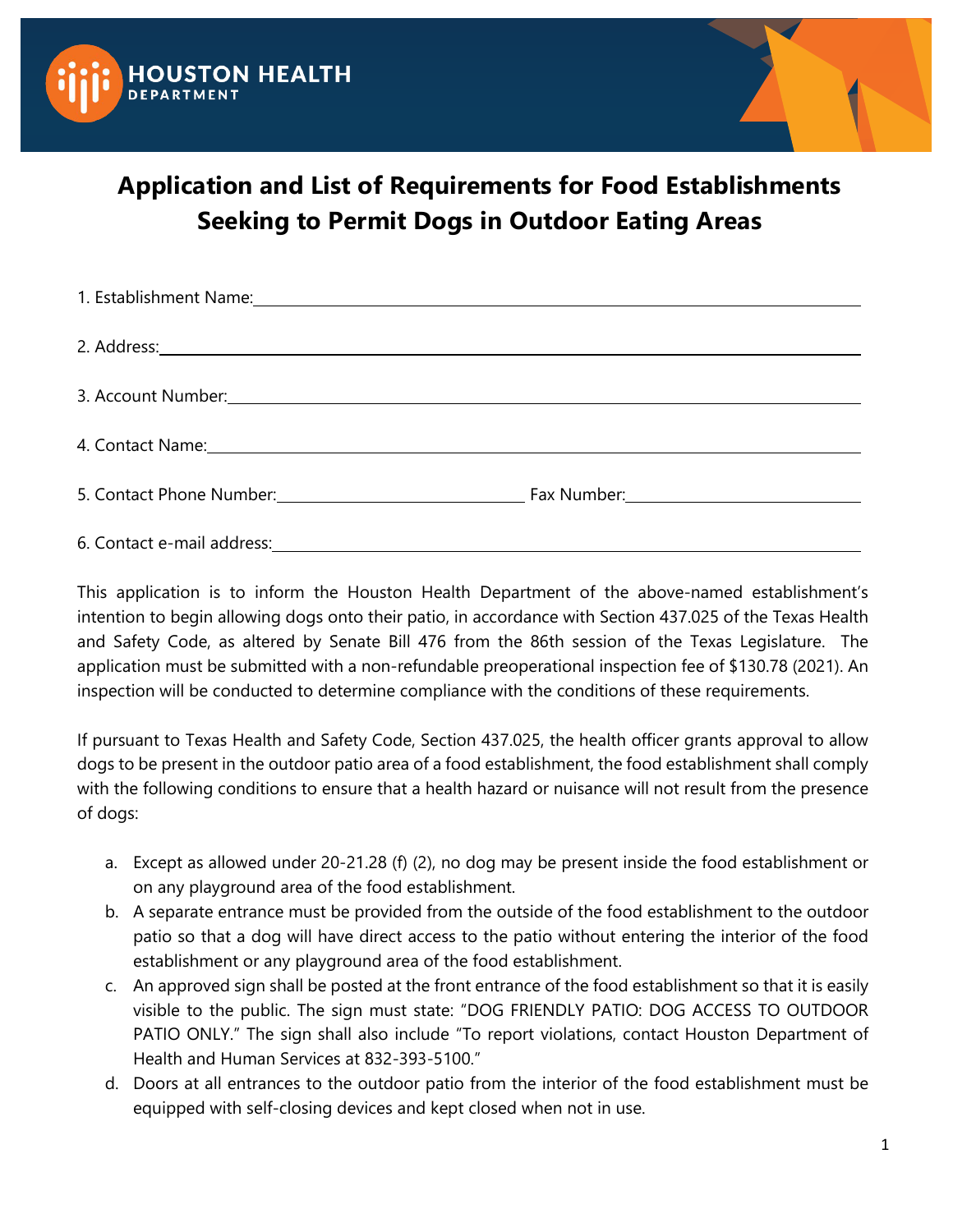HOUSTON HEALTH DEPARTMENT

# Application and List of Requirements for Food Establishments Seeking to Permit Dogs in Outdoor Eating Areas

1. Establishment Name:______________________________

2. Address:______________________________

3. Account Number:______________________________

4. Contact Name:______________________________

5. Contact Phone Number:______________ Fax Number:______________

6. Contact e-mail address:______________________________

This application is to inform the Houston Health Department of the above-named establishment's intention to begin allowing dogs onto their patio, in accordance with Section 437.025 of the Texas Health and Safety Code, as altered by Senate Bill 476 from the 86th session of the Texas Legislature. The application must be submitted with a non-refundable preoperational inspection fee of $130.78 (2021). An inspection will be conducted to determine compliance with the conditions of these requirements.

If pursuant to Texas Health and Safety Code, Section 437.025, the health officer grants approval to allow dogs to be present in the outdoor patio area of a food establishment, the food establishment shall comply with the following conditions to ensure that a health hazard or nuisance will not result from the presence of dogs:

a. Except as allowed under 20-21.28 (f) (2), no dog may be present inside the food establishment or on any playground area of the food establishment.
b. A separate entrance must be provided from the outside of the food establishment to the outdoor patio so that a dog will have direct access to the patio without entering the interior of the food establishment or any playground area of the food establishment.
c. An approved sign shall be posted at the front entrance of the food establishment so that it is easily visible to the public. The sign must state: "DOG FRIENDLY PATIO: DOG ACCESS TO OUTDOOR PATIO ONLY." The sign shall also include "To report violations, contact Houston Department of Health and Human Services at 832-393-5100."
d. Doors at all entrances to the outdoor patio from the interior of the food establishment must be equipped with self-closing devices and kept closed when not in use.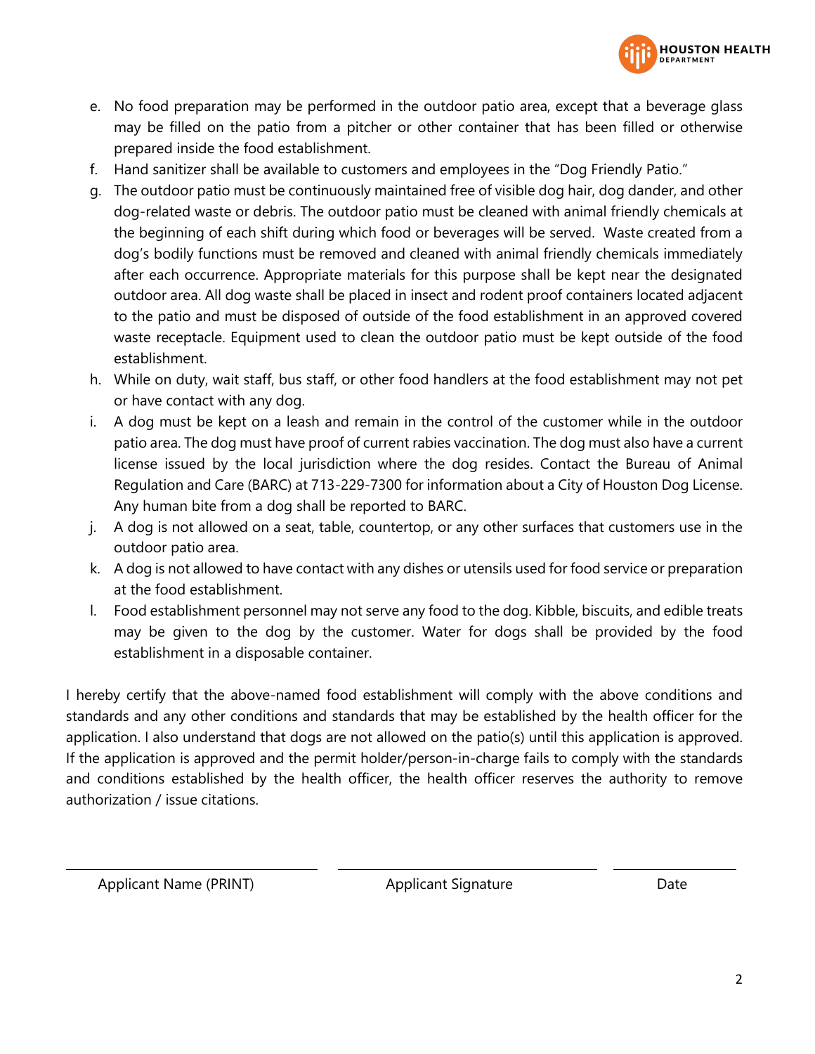e. No food preparation may be performed in the outdoor patio area, except that a beverage glass may be filled on the patio from a pitcher or other container that has been filled or otherwise prepared inside the food establishment.
f. Hand sanitizer shall be available to customers and employees in the "Dog Friendly Patio."
g. The outdoor patio must be continuously maintained free of visible dog hair, dog dander, and other dog-related waste or debris. The outdoor patio must be cleaned with animal friendly chemicals at the beginning of each shift during which food or beverages will be served. Waste created from a dog's bodily functions must be removed and cleaned with animal friendly chemicals immediately after each occurrence. Appropriate materials for this purpose shall be kept near the designated outdoor area. All dog waste shall be placed in insect and rodent proof containers located adjacent to the patio and must be disposed of outside of the food establishment in an approved covered waste receptacle. Equipment used to clean the outdoor patio must be kept outside of the food establishment.
h. While on duty, wait staff, bus staff, or other food handlers at the food establishment may not pet or have contact with any dog.
i. A dog must be kept on a leash and remain in the control of the customer while in the outdoor patio area. The dog must have proof of current rabies vaccination. The dog must also have a current license issued by the local jurisdiction where the dog resides. Contact the Bureau of Animal Regulation and Care (BARC) at 713-229-7300 for information about a City of Houston Dog License. Any human bite from a dog shall be reported to BARC.
j. A dog is not allowed on a seat, table, countertop, or any other surfaces that customers use in the outdoor patio area.
k. A dog is not allowed to have contact with any dishes or utensils used for food service or preparation at the food establishment.
l. Food establishment personnel may not serve any food to the dog. Kibble, biscuits, and edible treats may be given to the dog by the customer. Water for dogs shall be provided by the food establishment in a disposable container.

I hereby certify that the above-named food establishment will comply with the above conditions and standards and any other conditions and standards that may be established by the health officer for the application. I also understand that dogs are not allowed on the patio(s) until this application is approved. If the application is approved and the permit holder/person-in-charge fails to comply with the standards and conditions established by the health officer, the health officer reserves the authority to remove authorization / issue citations.

| ______________________________ | ______________________________ | ______________ |
|---|---|---|
| Applicant Name (PRINT) | Applicant Signature | Date |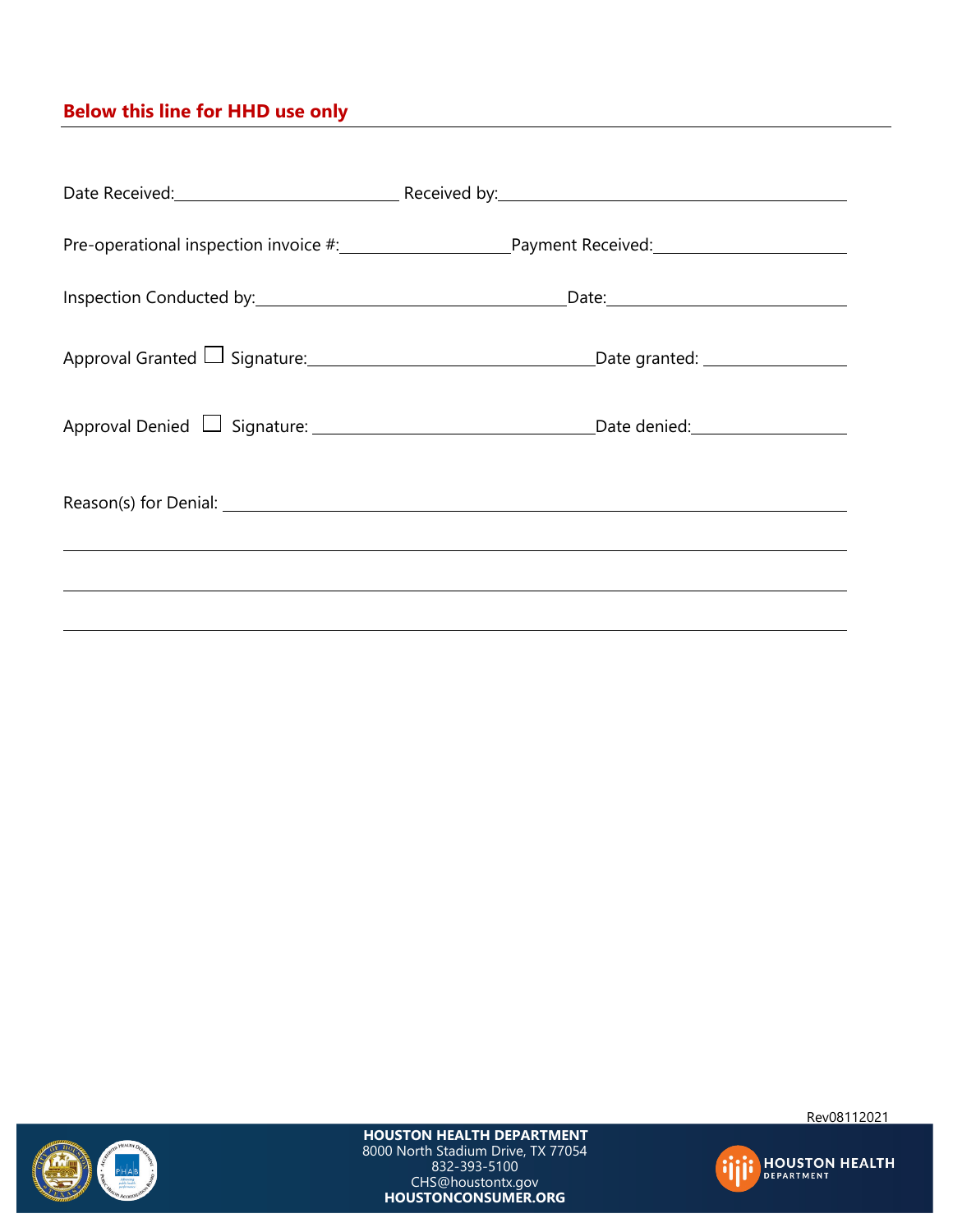**Below this line for HHD use only**

Date Received:\_\_\_\_\_\_\_\_\_\_\_\_\_\_\_\_\_\_\_\_ Received by:\_\_\_\_\_\_\_\_\_\_\_\_\_\_\_\_\_\_\_\_\_\_\_\_\_\_\_\_

Pre-operational inspection invoice #:\_\_\_\_\_\_\_\_\_\_\_\_\_\_\_Payment Received:\_\_\_\_\_\_\_\_\_\_\_\_\_\_\_\_\_

Inspection Conducted by:\_\_\_\_\_\_\_\_\_\_\_\_\_\_\_\_\_\_\_\_\_\_\_\_\_\_\_\_Date:\_\_\_\_\_\_\_\_\_\_\_\_\_\_\_\_\_\_\_\_\_\_

Approval Granted ☐ Signature:\_\_\_\_\_\_\_\_\_\_\_\_\_\_\_\_\_\_\_\_\_\_\_\_\_\_Date granted: \_\_\_\_\_\_\_\_\_\_\_\_\_

Approval Denied ☐ Signature: \_\_\_\_\_\_\_\_\_\_\_\_\_\_\_\_\_\_\_\_\_\_\_\_\_\_Date denied:\_\_\_\_\_\_\_\_\_\_\_\_\_\_

Reason(s) for Denial: \_\_\_\_\_\_\_\_\_\_\_\_\_\_\_\_\_\_\_\_\_\_\_\_\_\_\_\_\_\_\_\_\_\_\_\_\_\_\_\_\_\_\_\_\_\_\_\_\_\_\_\_\_\_\_\_

\_\_\_\_\_\_\_\_\_\_\_\_\_\_\_\_\_\_\_\_\_\_\_\_\_\_\_\_\_\_\_\_\_\_\_\_\_\_\_\_\_\_\_\_\_\_\_\_\_\_\_\_\_\_\_\_\_\_\_\_\_\_\_\_\_\_\_\_\_\_\_\_

\_\_\_\_\_\_\_\_\_\_\_\_\_\_\_\_\_\_\_\_\_\_\_\_\_\_\_\_\_\_\_\_\_\_\_\_\_\_\_\_\_\_\_\_\_\_\_\_\_\_\_\_\_\_\_\_\_\_\_\_\_\_\_\_\_\_\_\_\_\_\_\_

\_\_\_\_\_\_\_\_\_\_\_\_\_\_\_\_\_\_\_\_\_\_\_\_\_\_\_\_\_\_\_\_\_\_\_\_\_\_\_\_\_\_\_\_\_\_\_\_\_\_\_\_\_\_\_\_\_\_\_\_\_\_\_\_\_\_\_\_\_\_\_\_

Rev08112021

**HOUSTON HEALTH DEPARTMENT**
8000 North Stadium Drive, TX 77054
832-393-5100
CHS@houstontx.gov
**HOUSTONCONSUMER.ORG**